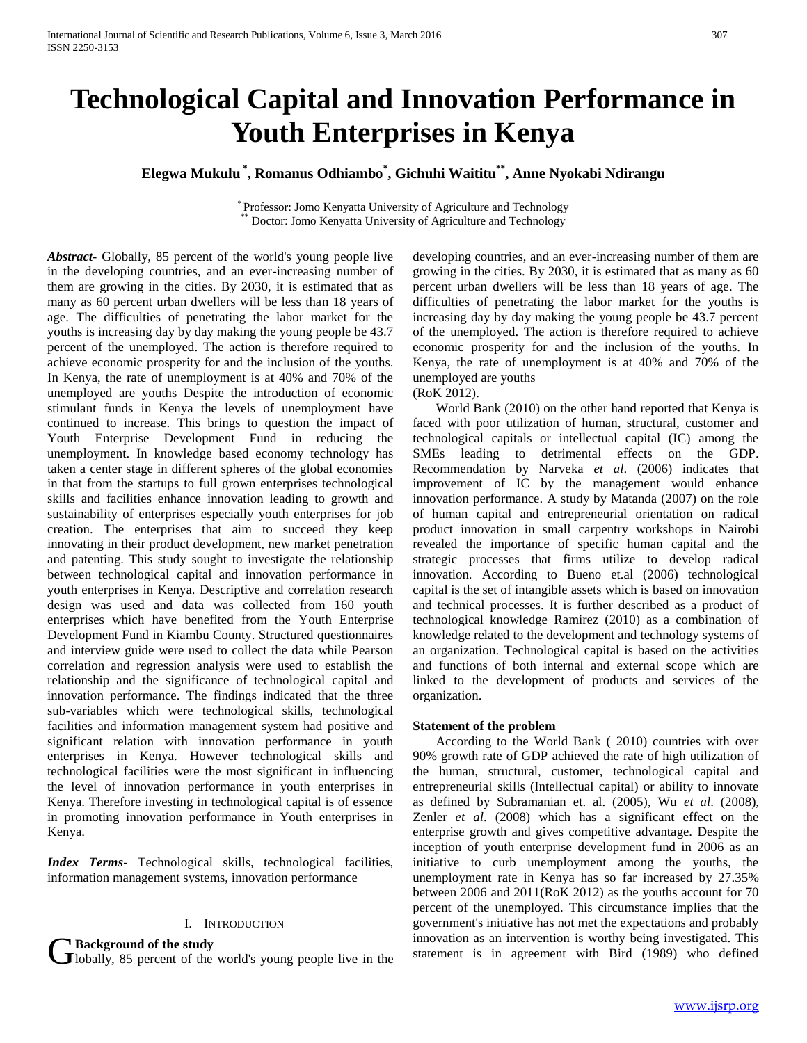# Technological Capital and Innovation Performance in Youth Enterprises in Kenya

**Elegwa Mukulu [*], Romanus Odhiambo[*], Gichuhi Waititu[**], Anne Nyokabi Ndirangu**

[*] Professor: Jomo Kenyatta University of Agriculture and Technology
[**] Doctor: Jomo Kenyatta University of Agriculture and Technology

***Abstract***- Globally, 85 percent of the world's young people live in the developing countries, and an ever-increasing number of them are growing in the cities. By 2030, it is estimated that as many as 60 percent urban dwellers will be less than 18 years of age. The difficulties of penetrating the labor market for the youths is increasing day by day making the young people be 43.7 percent of the unemployed. The action is therefore required to achieve economic prosperity for and the inclusion of the youths. In Kenya, the rate of unemployment is at 40% and 70% of the unemployed are youths Despite the introduction of economic stimulant funds in Kenya the levels of unemployment have continued to increase. This brings to question the impact of Youth Enterprise Development Fund in reducing the unemployment. In knowledge based economy technology has taken a center stage in different spheres of the global economies in that from the startups to full grown enterprises technological skills and facilities enhance innovation leading to growth and sustainability of enterprises especially youth enterprises for job creation. The enterprises that aim to succeed they keep innovating in their product development, new market penetration and patenting. This study sought to investigate the relationship between technological capital and innovation performance in youth enterprises in Kenya. Descriptive and correlation research design was used and data was collected from 160 youth enterprises which have benefited from the Youth Enterprise Development Fund in Kiambu County. Structured questionnaires and interview guide were used to collect the data while Pearson correlation and regression analysis were used to establish the relationship and the significance of technological capital and innovation performance. The findings indicated that the three sub-variables which were technological skills, technological facilities and information management system had positive and significant relation with innovation performance in youth enterprises in Kenya. However technological skills and technological facilities were the most significant in influencing the level of innovation performance in youth enterprises in Kenya. Therefore investing in technological capital is of essence in promoting innovation performance in Youth enterprises in Kenya.

***Index Terms***- Technological skills, technological facilities, information management systems, innovation performance

## I. Introduction

### Background of the study

Globally, 85 percent of the world's young people live in the developing countries, and an ever-increasing number of them are growing in the cities. By 2030, it is estimated that as many as 60 percent urban dwellers will be less than 18 years of age. The difficulties of penetrating the labor market for the youths is increasing day by day making the young people be 43.7 percent of the unemployed. The action is therefore required to achieve economic prosperity for and the inclusion of the youths. In Kenya, the rate of unemployment is at 40% and 70% of the unemployed are youths
(RoK 2012).

World Bank (2010) on the other hand reported that Kenya is faced with poor utilization of human, structural, customer and technological capitals or intellectual capital (IC) among the SMEs leading to detrimental effects on the GDP. Recommendation by Narveka *et al*. (2006) indicates that improvement of IC by the management would enhance innovation performance. A study by Matanda (2007) on the role of human capital and entrepreneurial orientation on radical product innovation in small carpentry workshops in Nairobi revealed the importance of specific human capital and the strategic processes that firms utilize to develop radical innovation. According to Bueno et.al (2006) technological capital is the set of intangible assets which is based on innovation and technical processes. It is further described as a product of technological knowledge Ramirez (2010) as a combination of knowledge related to the development and technology systems of an organization. Technological capital is based on the activities and functions of both internal and external scope which are linked to the development of products and services of the organization.

### Statement of the problem

According to the World Bank ( 2010) countries with over 90% growth rate of GDP achieved the rate of high utilization of the human, structural, customer, technological capital and entrepreneurial skills (Intellectual capital) or ability to innovate as defined by Subramanian et. al. (2005), Wu *et al*. (2008), Zenler *et al*. (2008) which has a significant effect on the enterprise growth and gives competitive advantage. Despite the inception of youth enterprise development fund in 2006 as an initiative to curb unemployment among the youths, the unemployment rate in Kenya has so far increased by 27.35% between 2006 and 2011(RoK 2012) as the youths account for 70 percent of the unemployed. This circumstance implies that the government's initiative has not met the expectations and probably innovation as an intervention is worthy being investigated. This statement is in agreement with Bird (1989) who defined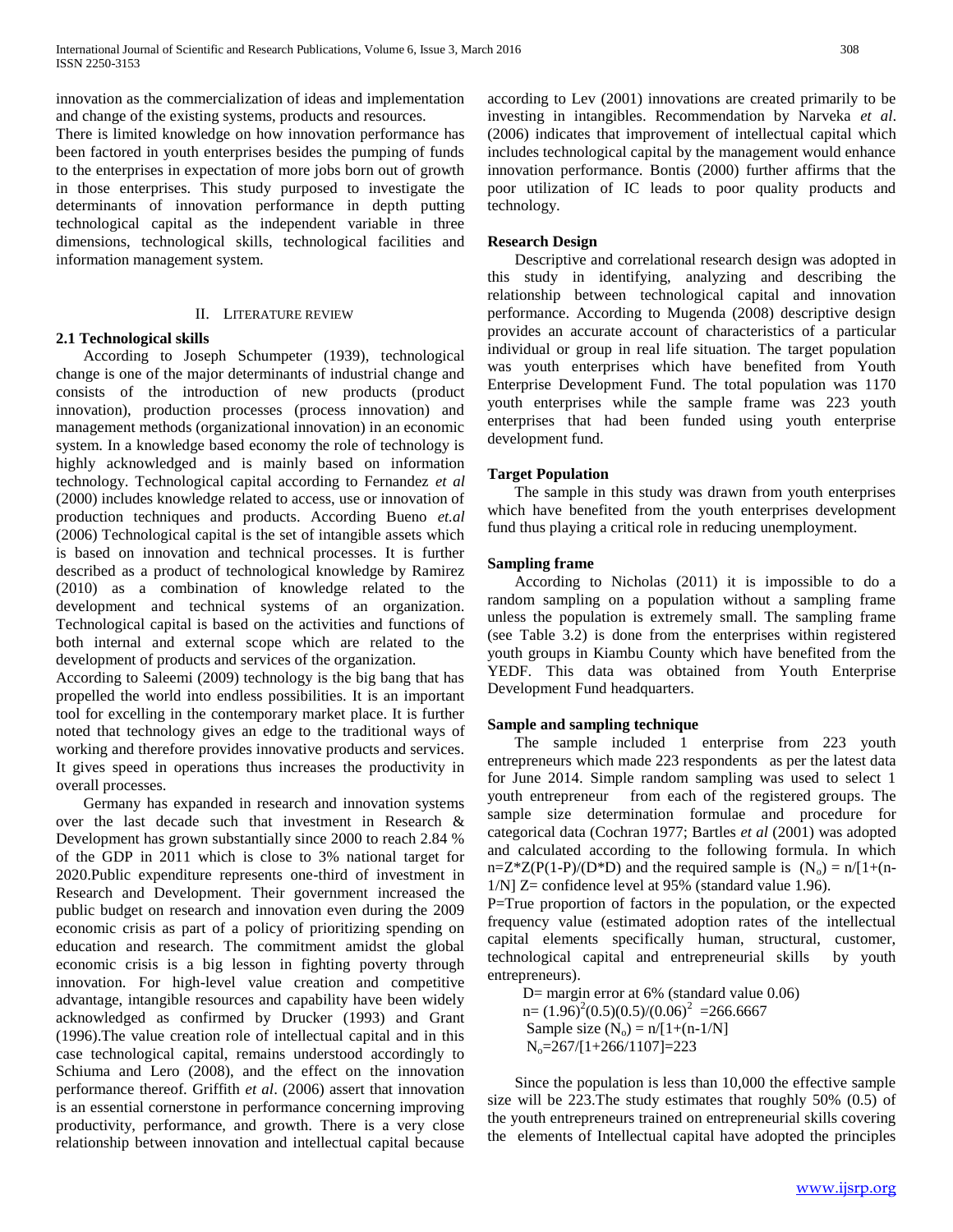innovation as the commercialization of ideas and implementation and change of the existing systems, products and resources.

There is limited knowledge on how innovation performance has been factored in youth enterprises besides the pumping of funds to the enterprises in expectation of more jobs born out of growth in those enterprises. This study purposed to investigate the determinants of innovation performance in depth putting technological capital as the independent variable in three dimensions, technological skills, technological facilities and information management system.

## II. Literature review

### 2.1 Technological skills

According to Joseph Schumpeter (1939), technological change is one of the major determinants of industrial change and consists of the introduction of new products (product innovation), production processes (process innovation) and management methods (organizational innovation) in an economic system. In a knowledge based economy the role of technology is highly acknowledged and is mainly based on information technology. Technological capital according to Fernandez *et al* (2000) includes knowledge related to access, use or innovation of production techniques and products. According Bueno *et.al* (2006) Technological capital is the set of intangible assets which is based on innovation and technical processes. It is further described as a product of technological knowledge by Ramirez (2010) as a combination of knowledge related to the development and technical systems of an organization. Technological capital is based on the activities and functions of both internal and external scope which are related to the development of products and services of the organization.

According to Saleemi (2009) technology is the big bang that has propelled the world into endless possibilities. It is an important tool for excelling in the contemporary market place. It is further noted that technology gives an edge to the traditional ways of working and therefore provides innovative products and services. It gives speed in operations thus increases the productivity in overall processes.

Germany has expanded in research and innovation systems over the last decade such that investment in Research & Development has grown substantially since 2000 to reach 2.84 % of the GDP in 2011 which is close to 3% national target for 2020.Public expenditure represents one-third of investment in Research and Development. Their government increased the public budget on research and innovation even during the 2009 economic crisis as part of a policy of prioritizing spending on education and research. The commitment amidst the global economic crisis is a big lesson in fighting poverty through innovation. For high-level value creation and competitive advantage, intangible resources and capability have been widely acknowledged as confirmed by Drucker (1993) and Grant (1996).The value creation role of intellectual capital and in this case technological capital, remains understood accordingly to Schiuma and Lero (2008), and the effect on the innovation performance thereof. Griffith *et al*. (2006) assert that innovation is an essential cornerstone in performance concerning improving productivity, performance, and growth. There is a very close relationship between innovation and intellectual capital because according to Lev (2001) innovations are created primarily to be investing in intangibles. Recommendation by Narveka *et al*. (2006) indicates that improvement of intellectual capital which includes technological capital by the management would enhance innovation performance. Bontis (2000) further affirms that the poor utilization of IC leads to poor quality products and technology.

### Research Design

Descriptive and correlational research design was adopted in this study in identifying, analyzing and describing the relationship between technological capital and innovation performance. According to Mugenda (2008) descriptive design provides an accurate account of characteristics of a particular individual or group in real life situation. The target population was youth enterprises which have benefited from Youth Enterprise Development Fund. The total population was 1170 youth enterprises while the sample frame was 223 youth enterprises that had been funded using youth enterprise development fund.

### Target Population

The sample in this study was drawn from youth enterprises which have benefited from the youth enterprises development fund thus playing a critical role in reducing unemployment.

### Sampling frame

According to Nicholas (2011) it is impossible to do a random sampling on a population without a sampling frame unless the population is extremely small. The sampling frame (see Table 3.2) is done from the enterprises within registered youth groups in Kiambu County which have benefited from the YEDF. This data was obtained from Youth Enterprise Development Fund headquarters.

### Sample and sampling technique

The sample included 1 enterprise from 223 youth entrepreneurs which made 223 respondents as per the latest data for June 2014. Simple random sampling was used to select 1 youth entrepreneur from each of the registered groups. The sample size determination formulae and procedure for categorical data (Cochran 1977; Bartles *et al* (2001) was adopted and calculated according to the following formula. In which $n=Z*Z(P(1-P)/(D*D)$ and the required sample is $(N_o) = n/[1+(n-1/N]$ Z= confidence level at 95% (standard value 1.96).

P=True proportion of factors in the population, or the expected frequency value (estimated adoption rates of the intellectual capital elements specifically human, structural, customer, technological capital and entrepreneurial skills by youth entrepreneurs).

D= margin error at 6% (standard value 0.06)

$n= (1.96)^2(0.5)(0.5)/(0.06)^2 =266.6667$

Sample size $(N_o) = n/[1+(n-1/N]$

$N_o=267/[1+266/1107]=223$

Since the population is less than 10,000 the effective sample size will be 223.The study estimates that roughly 50% (0.5) of the youth entrepreneurs trained on entrepreneurial skills covering the elements of Intellectual capital have adopted the principles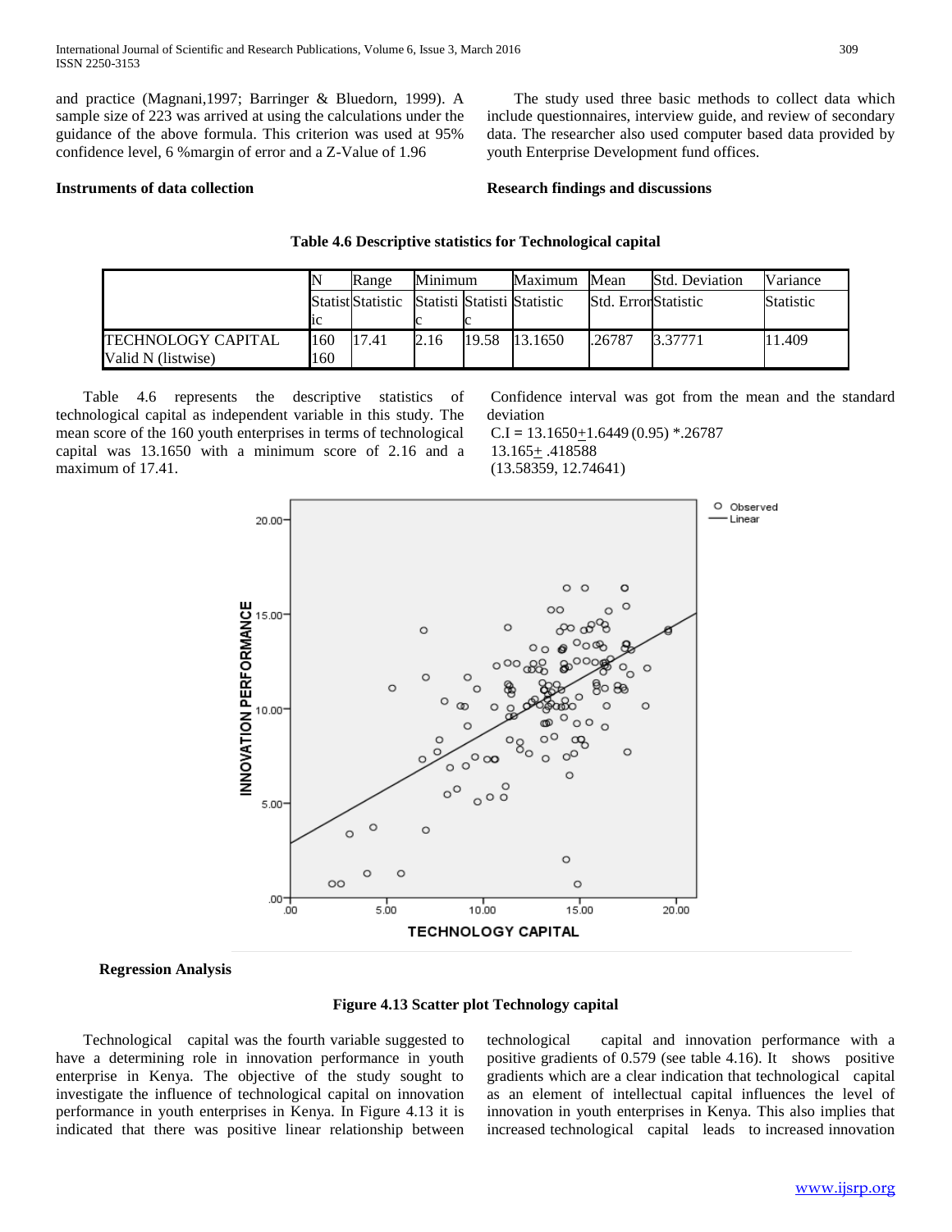and practice (Magnani,1997; Barringer & Bluedorn, 1999). A sample size of 223 was arrived at using the calculations under the guidance of the above formula. This criterion was used at 95% confidence level, 6 %margin of error and a Z-Value of 1.96

**Instruments of data collection**

The study used three basic methods to collect data which include questionnaires, interview guide, and review of secondary data. The researcher also used computer based data provided by youth Enterprise Development fund offices.

**Research findings and discussions**

**Table 4.6 Descriptive statistics for Technological capital**

| | N | Range | Minimum | Maximum | Mean | | Std. Deviation | Variance |
|---|---|---|---|---|---|---|---|---|
| | Statistic | Statistic | Statistic | Statistic | Statistic | Std. Error | Statistic | Statistic |
| TECHNOLOGY CAPITAL | 160 | 17.41 | 2.16 | 19.58 | 13.1650 | .26787 | 3.37771 | 11.409 |
| Valid N (listwise) | 160 | | | | | | | |

Table 4.6 represents the descriptive statistics of technological capital as independent variable in this study. The mean score of the 160 youth enterprises in terms of technological capital was 13.1650 with a minimum score of 2.16 and a maximum of 17.41.

Confidence interval was got from the mean and the standard deviation

C.I = 13.1650+1.6449 (0.95) *.26787

13.165+ .418588

(13.58359, 12.74641)

**Regression Analysis**

**Figure 4.13 Scatter plot Technology capital**

Technological capital was the fourth variable suggested to have a determining role in innovation performance in youth enterprise in Kenya. The objective of the study sought to investigate the influence of technological capital on innovation performance in youth enterprises in Kenya. In Figure 4.13 it is indicated that there was positive linear relationship between technological capital and innovation performance with a positive gradients of 0.579 (see table 4.16). It shows positive gradients which are a clear indication that technological capital as an element of intellectual capital influences the level of innovation in youth enterprises in Kenya. This also implies that increased technological capital leads to increased innovation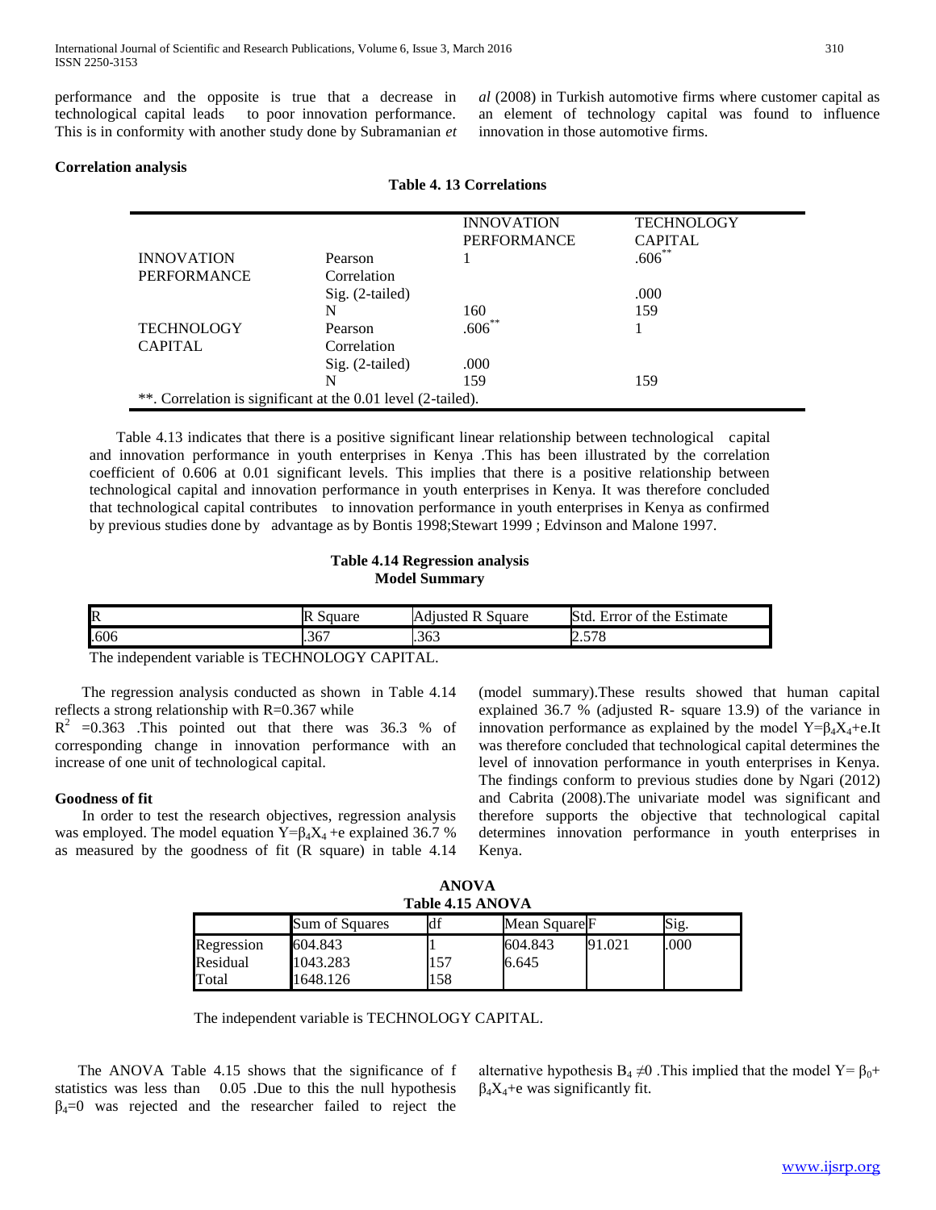performance and the opposite is true that a decrease in technological capital leads to poor innovation performance. This is in conformity with another study done by Subramanian *et al* (2008) in Turkish automotive firms where customer capital as an element of technology capital was found to influence innovation in those automotive firms.

**Correlation analysis**

**Table 4. 13 Correlations**

| | | INNOVATION PERFORMANCE | TECHNOLOGY CAPITAL |
|---|---|---|---|
| INNOVATION PERFORMANCE | Pearson Correlation | 1 | .606** |
| | Sig. (2-tailed) | | .000 |
| | N | 160 | 159 |
| TECHNOLOGY CAPITAL | Pearson Correlation | .606** | 1 |
| | Sig. (2-tailed) | .000 | |
| | N | 159 | 159 |
| **. Correlation is significant at the 0.01 level (2-tailed). | | | |

Table 4.13 indicates that there is a positive significant linear relationship between technological capital and innovation performance in youth enterprises in Kenya .This has been illustrated by the correlation coefficient of 0.606 at 0.01 significant levels. This implies that there is a positive relationship between technological capital and innovation performance in youth enterprises in Kenya. It was therefore concluded that technological capital contributes to innovation performance in youth enterprises in Kenya as confirmed by previous studies done by advantage as by Bontis 1998;Stewart 1999 ; Edvinson and Malone 1997.

**Table 4.14 Regression analysis**
**Model Summary**

| R | R Square | Adjusted R Square | Std. Error of the Estimate |
|---|---|---|---|
| .606 | .367 | .363 | 2.578 |

The independent variable is TECHNOLOGY CAPITAL.

The regression analysis conducted as shown in Table 4.14 reflects a strong relationship with R=0.367 while $R^2$ =0.363 .This pointed out that there was 36.3 % of corresponding change in innovation performance with an increase of one unit of technological capital.

**Goodness of fit**

In order to test the research objectives, regression analysis was employed. The model equation $Y=\beta_4X_4+e$ explained 36.7 % as measured by the goodness of fit (R square) in table 4.14 (model summary).These results showed that human capital explained 36.7 % (adjusted R- square 13.9) of the variance in innovation performance as explained by the model $Y=\beta_4X_4+e$.It was therefore concluded that technological capital determines the level of innovation performance in youth enterprises in Kenya. The findings conform to previous studies done by Ngari (2012) and Cabrita (2008).The univariate model was significant and therefore supports the objective that technological capital determines innovation performance in youth enterprises in Kenya.

**ANOVA**
**Table 4.15 ANOVA**

| | Sum of Squares | df | Mean Square | F | Sig. |
|---|---|---|---|---|---|
| Regression | 604.843 | 1 | 604.843 | 91.021 | .000 |
| Residual | 1043.283 | 157 | 6.645 | | |
| Total | 1648.126 | 158 | | | |

The independent variable is TECHNOLOGY CAPITAL.

The ANOVA Table 4.15 shows that the significance of f statistics was less than 0.05 .Due to this the null hypothesis $\beta_4=0$ was rejected and the researcher failed to reject the alternative hypothesis $B_4 \neq 0$ .This implied that the model $Y= \beta_0+ \beta_4X_4+e$ was significantly fit.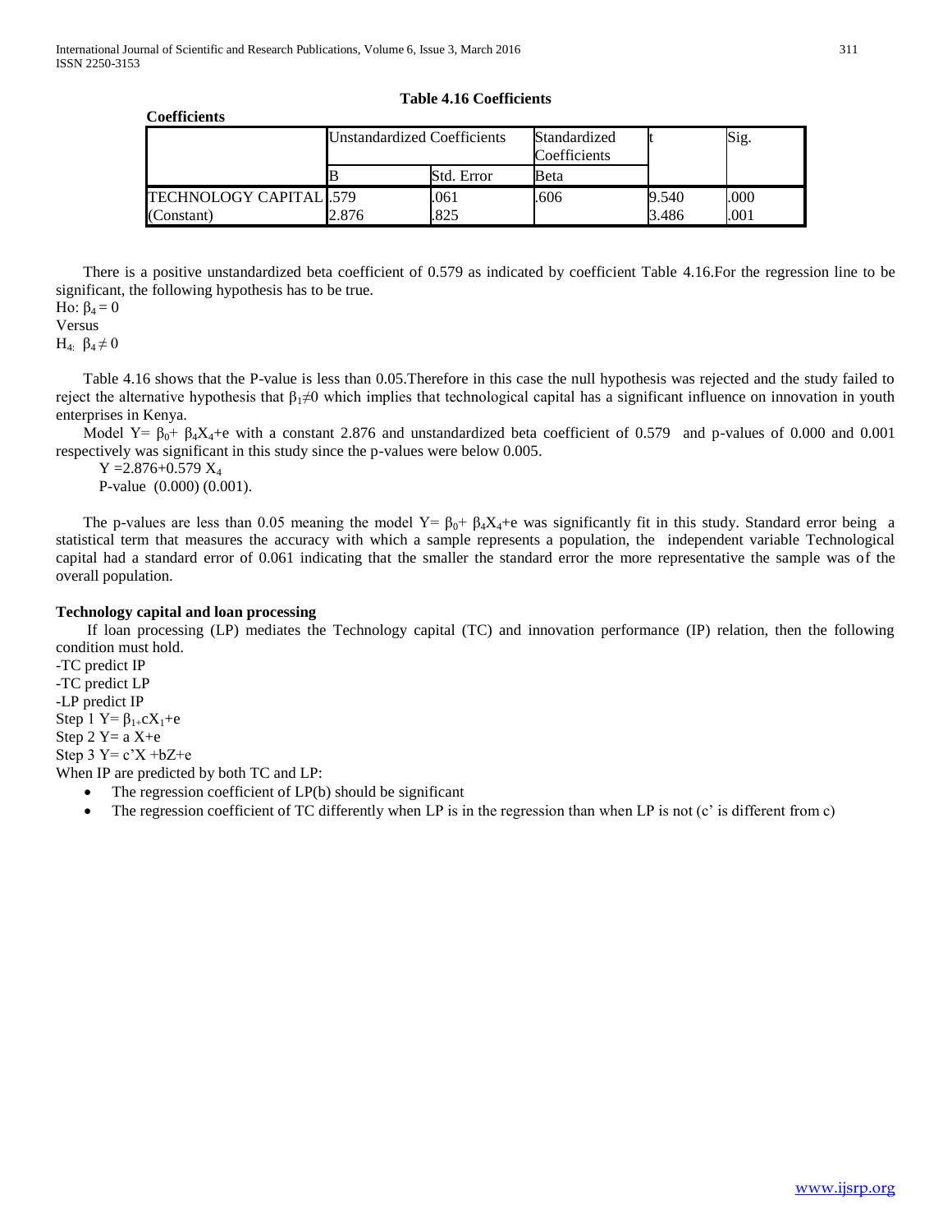**Table 4.16 Coefficients**

**Coefficients**

| | Unstandardized Coefficients | | Standardized Coefficients | t | Sig. |
|---|---|---|---|---|---|
| | B | Std. Error | Beta | | |
| TECHNOLOGY CAPITAL | .579 | .061 | .606 | 9.540 | .000 |
| (Constant) | 2.876 | .825 | | 3.486 | .001 |

There is a positive unstandardized beta coefficient of 0.579 as indicated by coefficient Table 4.16.For the regression line to be significant, the following hypothesis has to be true.

Ho: $\beta_4 = 0$

Versus

$H_{4:}$ $\beta_4 \neq 0$

Table 4.16 shows that the P-value is less than 0.05.Therefore in this case the null hypothesis was rejected and the study failed to reject the alternative hypothesis that $\beta_1 \neq 0$ which implies that technological capital has a significant influence on innovation in youth enterprises in Kenya.

Model $Y= \beta_0+ \beta_4X_4+e$ with a constant 2.876 and unstandardized beta coefficient of 0.579 and p-values of 0.000 and 0.001 respectively was significant in this study since the p-values were below 0.005.

$Y = 2.876+0.579\ X_4$

P-value (0.000) (0.001).

The p-values are less than 0.05 meaning the model $Y= \beta_0+ \beta_4X_4+e$ was significantly fit in this study. Standard error being a statistical term that measures the accuracy with which a sample represents a population, the independent variable Technological capital had a standard error of 0.061 indicating that the smaller the standard error the more representative the sample was of the overall population.

**Technology capital and loan processing**

If loan processing (LP) mediates the Technology capital (TC) and innovation performance (IP) relation, then the following condition must hold.

-TC predict IP

-TC predict LP

-LP predict IP

Step 1 $Y= \beta_{1+}cX_1+e$

Step 2 $Y=$ a $X+e$

Step 3 $Y= c'X +bZ+e$

When IP are predicted by both TC and LP:

- The regression coefficient of LP(b) should be significant
- The regression coefficient of TC differently when LP is in the regression than when LP is not (c' is different from c)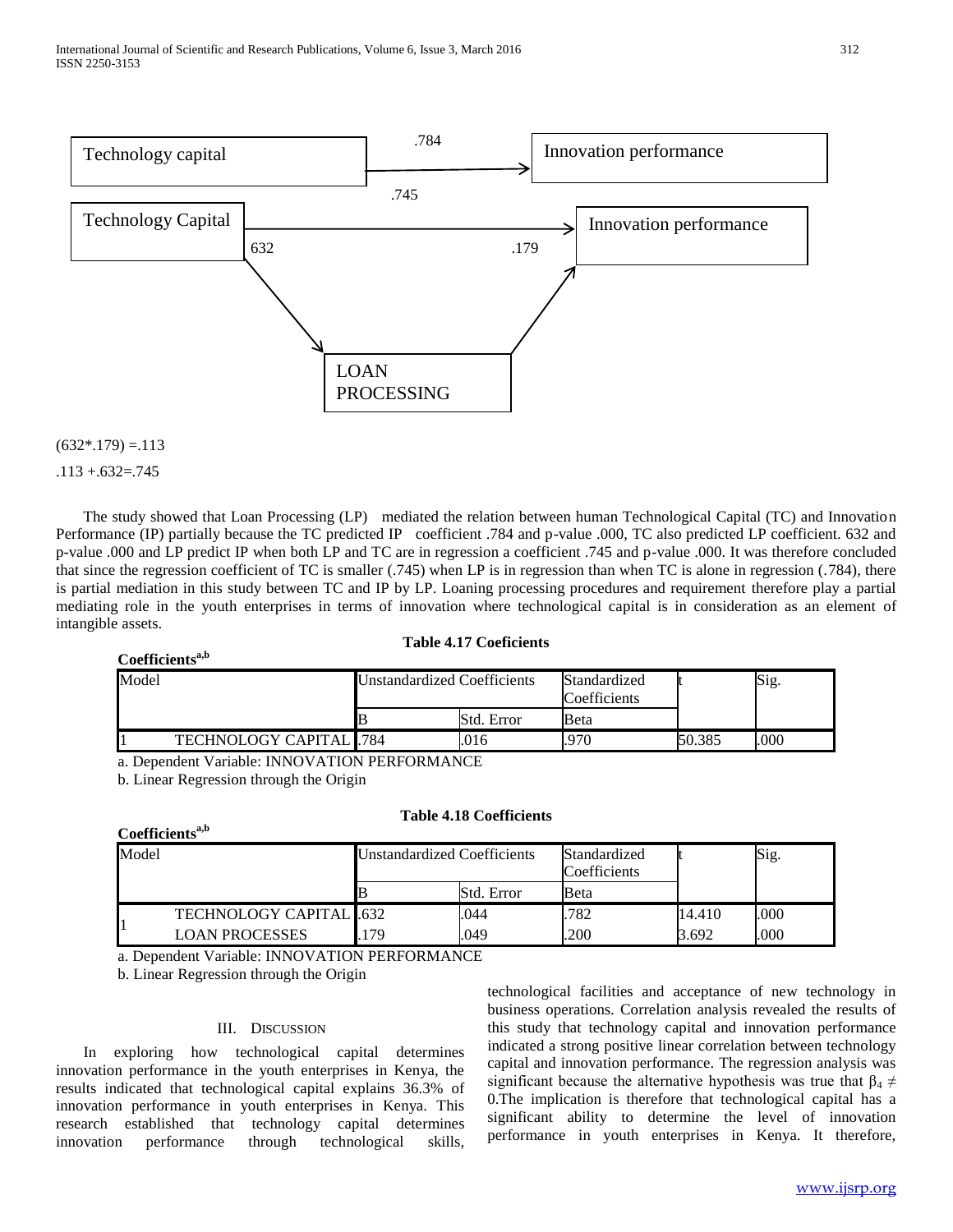Technology capital → (.784) → Innovation performance

Technology Capital → (.745) → Innovation performance

Technology Capital → (632) → LOAN PROCESSING → (.179) → Innovation performance

(632*.179) =.113

.113 +.632=.745

The study showed that Loan Processing (LP) mediated the relation between human Technological Capital (TC) and Innovation Performance (IP) partially because the TC predicted IP coefficient .784 and p-value .000, TC also predicted LP coefficient. 632 and p-value .000 and LP predict IP when both LP and TC are in regression a coefficient .745 and p-value .000. It was therefore concluded that since the regression coefficient of TC is smaller (.745) when LP is in regression than when TC is alone in regression (.784), there is partial mediation in this study between TC and IP by LP. Loaning processing procedures and requirement therefore play a partial mediating role in the youth enterprises in terms of innovation where technological capital is in consideration as an element of intangible assets.

**Table 4.17 Coeficients**

**Coefficients[a,b]**

| Model | | Unstandardized Coefficients | | Standardized Coefficients | t | Sig. |
|---|---|---|---|---|---|---|
| | | B | Std. Error | Beta | | |
| 1 | TECHNOLOGY CAPITAL | .784 | .016 | .970 | 50.385 | .000 |

a. Dependent Variable: INNOVATION PERFORMANCE

b. Linear Regression through the Origin

**Table 4.18 Coefficients**

**Coefficients[a,b]**

| Model | | Unstandardized Coefficients | | Standardized Coefficients | t | Sig. |
|---|---|---|---|---|---|---|
| | | B | Std. Error | Beta | | |
| 1 | TECHNOLOGY CAPITAL | .632 | .044 | .782 | 14.410 | .000 |
| | LOAN PROCESSES | .179 | .049 | .200 | 3.692 | .000 |

a. Dependent Variable: INNOVATION PERFORMANCE

b. Linear Regression through the Origin

## III. Discussion

In exploring how technological capital determines innovation performance in the youth enterprises in Kenya, the results indicated that technological capital explains 36.3% of innovation performance in youth enterprises in Kenya. This research established that technology capital determines innovation performance through technological skills, technological facilities and acceptance of new technology in business operations. Correlation analysis revealed the results of this study that technology capital and innovation performance indicated a strong positive linear correlation between technology capital and innovation performance. The regression analysis was significant because the alternative hypothesis was true that $\beta_4 \neq 0$.The implication is therefore that technological capital has a significant ability to determine the level of innovation performance in youth enterprises in Kenya. It therefore,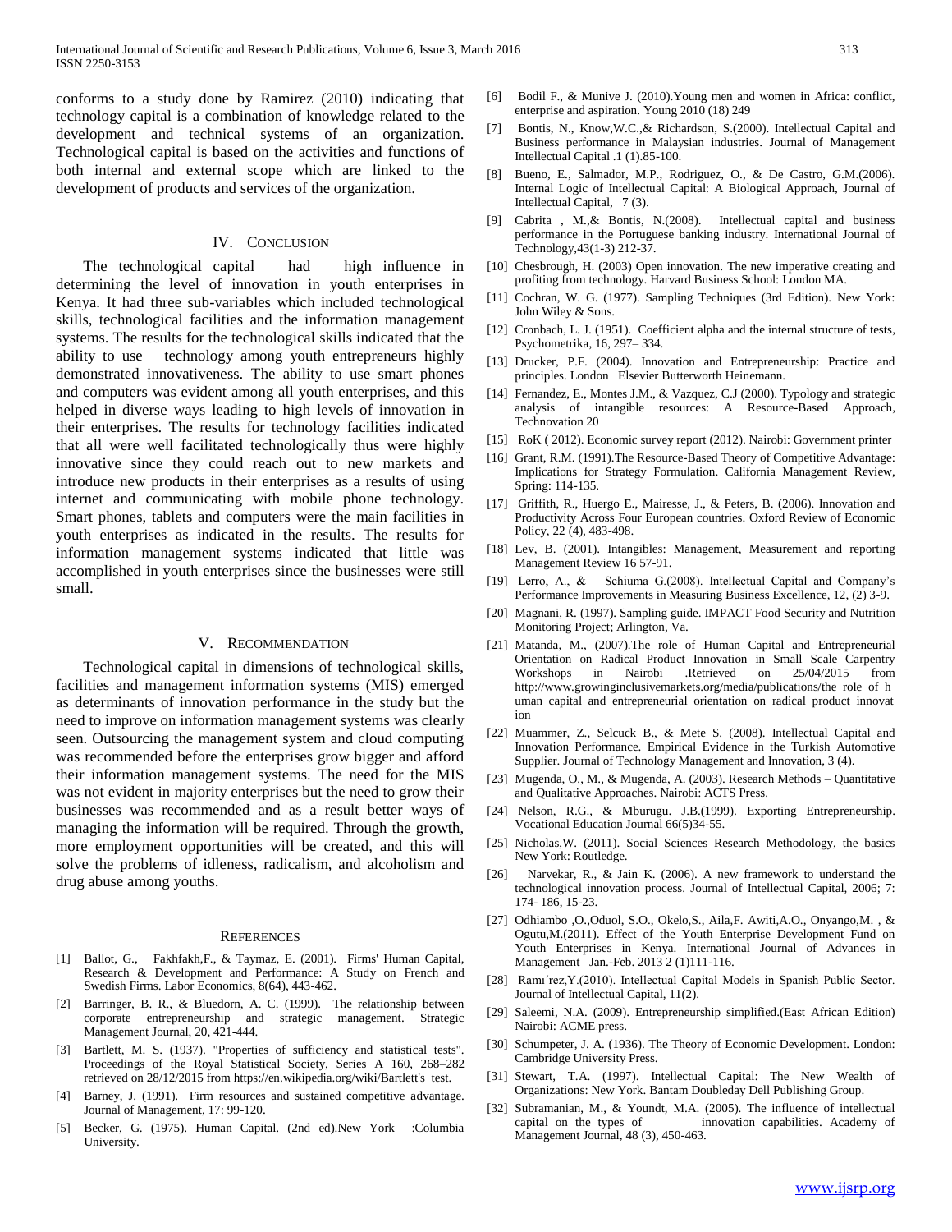conforms to a study done by Ramirez (2010) indicating that technology capital is a combination of knowledge related to the development and technical systems of an organization. Technological capital is based on the activities and functions of both internal and external scope which are linked to the development of products and services of the organization.

## IV. Conclusion

The technological capital had high influence in determining the level of innovation in youth enterprises in Kenya. It had three sub-variables which included technological skills, technological facilities and the information management systems. The results for the technological skills indicated that the ability to use technology among youth entrepreneurs highly demonstrated innovativeness. The ability to use smart phones and computers was evident among all youth enterprises, and this helped in diverse ways leading to high levels of innovation in their enterprises. The results for technology facilities indicated that all were well facilitated technologically thus were highly innovative since they could reach out to new markets and introduce new products in their enterprises as a results of using internet and communicating with mobile phone technology. Smart phones, tablets and computers were the main facilities in youth enterprises as indicated in the results. The results for information management systems indicated that little was accomplished in youth enterprises since the businesses were still small.

## V. Recommendation

Technological capital in dimensions of technological skills, facilities and management information systems (MIS) emerged as determinants of innovation performance in the study but the need to improve on information management systems was clearly seen. Outsourcing the management system and cloud computing was recommended before the enterprises grow bigger and afford their information management systems. The need for the MIS was not evident in majority enterprises but the need to grow their businesses was recommended and as a result better ways of managing the information will be required. Through the growth, more employment opportunities will be created, and this will solve the problems of idleness, radicalism, and alcoholism and drug abuse among youths.

## References

[1] Ballot, G., Fakhfakh,F., & Taymaz, E. (2001). Firms' Human Capital, Research & Development and Performance: A Study on French and Swedish Firms. Labor Economics, 8(64), 443-462.

[2] Barringer, B. R., & Bluedorn, A. C. (1999). The relationship between corporate entrepreneurship and strategic management. Strategic Management Journal, 20, 421-444.

[3] Bartlett, M. S. (1937). "Properties of sufficiency and statistical tests". Proceedings of the Royal Statistical Society, Series A 160, 268–282 retrieved on 28/12/2015 from https://en.wikipedia.org/wiki/Bartlett's_test.

[4] Barney, J. (1991). Firm resources and sustained competitive advantage. Journal of Management, 17: 99-120.

[5] Becker, G. (1975). Human Capital. (2nd ed).New York :Columbia University.

[6] Bodil F., & Munive J. (2010).Young men and women in Africa: conflict, enterprise and aspiration. Young 2010 (18) 249

[7] Bontis, N., Know,W.C.,& Richardson, S.(2000). Intellectual Capital and Business performance in Malaysian industries. Journal of Management Intellectual Capital .1 (1).85-100.

[8] Bueno, E., Salmador, M.P., Rodriguez, O., & De Castro, G.M.(2006). Internal Logic of Intellectual Capital: A Biological Approach, Journal of Intellectual Capital, 7 (3).

[9] Cabrita , M.,& Bontis, N.(2008). Intellectual capital and business performance in the Portuguese banking industry. International Journal of Technology,43(1-3) 212-37.

[10] Chesbrough, H. (2003) Open innovation. The new imperative creating and profiting from technology. Harvard Business School: London MA.

[11] Cochran, W. G. (1977). Sampling Techniques (3rd Edition). New York: John Wiley & Sons.

[12] Cronbach, L. J. (1951). Coefficient alpha and the internal structure of tests, Psychometrika, 16, 297– 334.

[13] Drucker, P.F. (2004). Innovation and Entrepreneurship: Practice and principles. London Elsevier Butterworth Heinemann.

[14] Fernandez, E., Montes J.M., & Vazquez, C.J (2000). Typology and strategic analysis of intangible resources: A Resource-Based Approach, Technovation 20

[15] RoK ( 2012). Economic survey report (2012). Nairobi: Government printer

[16] Grant, R.M. (1991).The Resource-Based Theory of Competitive Advantage: Implications for Strategy Formulation. California Management Review, Spring: 114-135.

[17] Griffith, R., Huergo E., Mairesse, J., & Peters, B. (2006). Innovation and Productivity Across Four European countries. Oxford Review of Economic Policy, 22 (4), 483-498.

[18] Lev, B. (2001). Intangibles: Management, Measurement and reporting Management Review 16 57-91.

[19] Lerro, A., & Schiuma G.(2008). Intellectual Capital and Company's Performance Improvements in Measuring Business Excellence, 12, (2) 3-9.

[20] Magnani, R. (1997). Sampling guide. IMPACT Food Security and Nutrition Monitoring Project; Arlington, Va.

[21] Matanda, M., (2007).The role of Human Capital and Entrepreneurial Orientation on Radical Product Innovation in Small Scale Carpentry Workshops in Nairobi .Retrieved on 25/04/2015 from http://www.growinginclusivemarkets.org/media/publications/the_role_of_human_capital_and_entrepreneurial_orientation_on_radical_product_innovation

[22] Muammer, Z., Selcuck B., & Mete S. (2008). Intellectual Capital and Innovation Performance. Empirical Evidence in the Turkish Automotive Supplier. Journal of Technology Management and Innovation, 3 (4).

[23] Mugenda, O., M., & Mugenda, A. (2003). Research Methods – Quantitative and Qualitative Approaches. Nairobi: ACTS Press.

[24] Nelson, R.G., & Mburugu. J.B.(1999). Exporting Entrepreneurship. Vocational Education Journal 66(5)34-55.

[25] Nicholas,W. (2011). Social Sciences Research Methodology, the basics New York: Routledge.

[26] Narvekar, R., & Jain K. (2006). A new framework to understand the technological innovation process. Journal of Intellectual Capital, 2006; 7: 174- 186, 15-23.

[27] Odhiambo ,O.,Oduol, S.O., Okelo,S., Aila,F. Awiti,A.O., Onyango,M. , & Ogutu,M.(2011). Effect of the Youth Enterprise Development Fund on Youth Enterprises in Kenya. International Journal of Advances in Management Jan.-Feb. 2013 2 (1)111-116.

[28] Ramı´rez,Y.(2010). Intellectual Capital Models in Spanish Public Sector. Journal of Intellectual Capital, 11(2).

[29] Saleemi, N.A. (2009). Entrepreneurship simplified.(East African Edition) Nairobi: ACME press.

[30] Schumpeter, J. A. (1936). The Theory of Economic Development. London: Cambridge University Press.

[31] Stewart, T.A. (1997). Intellectual Capital: The New Wealth of Organizations: New York. Bantam Doubleday Dell Publishing Group.

[32] Subramanian, M., & Youndt, M.A. (2005). The influence of intellectual capital on the types of innovation capabilities. Academy of Management Journal, 48 (3), 450-463.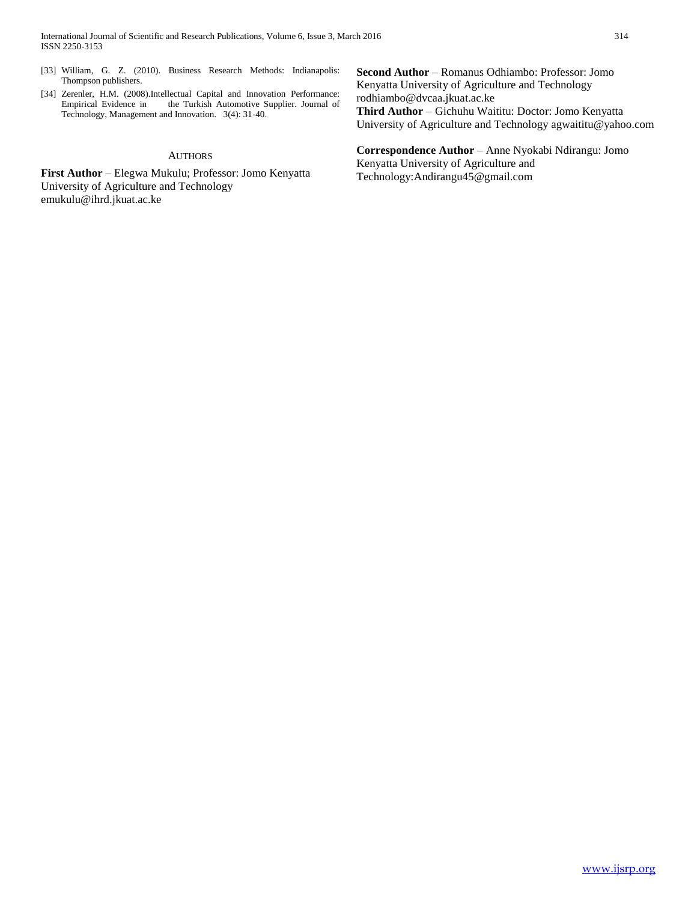[33] William, G. Z. (2010). Business Research Methods: Indianapolis: Thompson publishers.

[34] Zerenler, H.M. (2008).Intellectual Capital and Innovation Performance: Empirical Evidence in the Turkish Automotive Supplier. Journal of Technology, Management and Innovation. 3(4): 31-40.

## AUTHORS

**First Author** – Elegwa Mukulu; Professor: Jomo Kenyatta University of Agriculture and Technology emukulu@ihrd.jkuat.ac.ke

**Second Author** – Romanus Odhiambo: Professor: Jomo Kenyatta University of Agriculture and Technology rodhiambo@dvcaa.jkuat.ac.ke

**Third Author** – Gichuhu Waititu: Doctor: Jomo Kenyatta University of Agriculture and Technology agwaititu@yahoo.com

**Correspondence Author** – Anne Nyokabi Ndirangu: Jomo Kenyatta University of Agriculture and Technology:Andirangu45@gmail.com